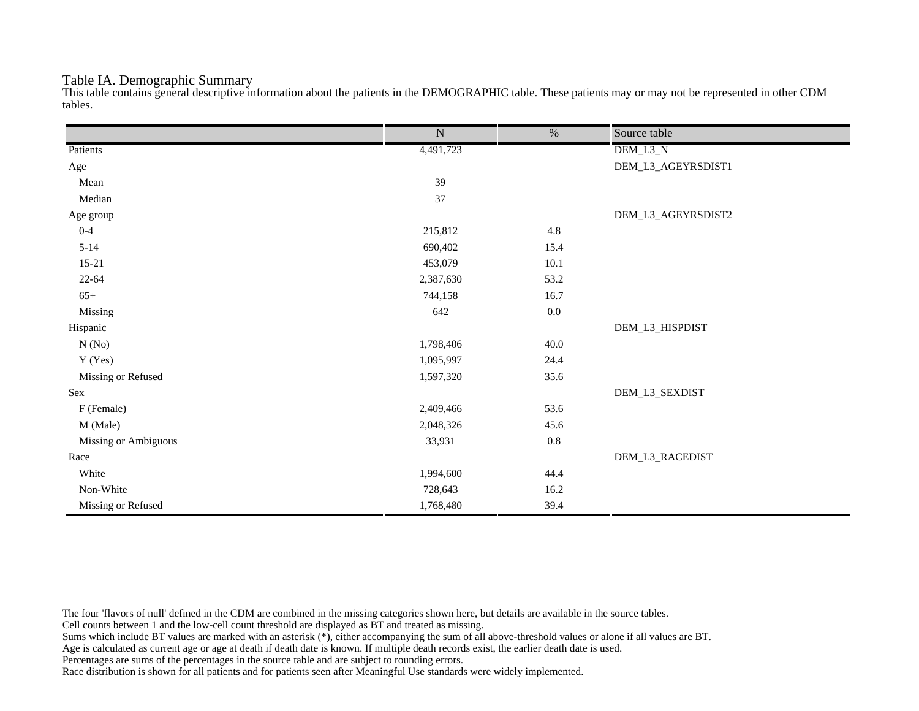# Table IA. Demographic Summary

This table contains general descriptive information about the patients in the DEMOGRAPHIC table. These patients may or may not be represented in other CDM tables.

| | N | % | Source table |
|---|---|---|---|
| Patients | 4,491,723 | | DEM_L3_N |
| Age | | | DEM_L3_AGEYRSDIST1 |
| Mean | 39 | | |
| Median | 37 | | |
| Age group | | | DEM_L3_AGEYRSDIST2 |
| 0-4 | 215,812 | 4.8 | |
| 5-14 | 690,402 | 15.4 | |
| 15-21 | 453,079 | 10.1 | |
| 22-64 | 2,387,630 | 53.2 | |
| 65+ | 744,158 | 16.7 | |
| Missing | 642 | 0.0 | |
| Hispanic | | | DEM_L3_HISPDIST |
| N (No) | 1,798,406 | 40.0 | |
| Y (Yes) | 1,095,997 | 24.4 | |
| Missing or Refused | 1,597,320 | 35.6 | |
| Sex | | | DEM_L3_SEXDIST |
| F (Female) | 2,409,466 | 53.6 | |
| M (Male) | 2,048,326 | 45.6 | |
| Missing or Ambiguous | 33,931 | 0.8 | |
| Race | | | DEM_L3_RACEDIST |
| White | 1,994,600 | 44.4 | |
| Non-White | 728,643 | 16.2 | |
| Missing or Refused | 1,768,480 | 39.4 | |

The four 'flavors of null' defined in the CDM are combined in the missing categories shown here, but details are available in the source tables.
Cell counts between 1 and the low-cell count threshold are displayed as BT and treated as missing.
Sums which include BT values are marked with an asterisk (*), either accompanying the sum of all above-threshold values or alone if all values are BT.
Age is calculated as current age or age at death if death date is known. If multiple death records exist, the earlier death date is used.
Percentages are sums of the percentages in the source table and are subject to rounding errors.
Race distribution is shown for all patients and for patients seen after Meaningful Use standards were widely implemented.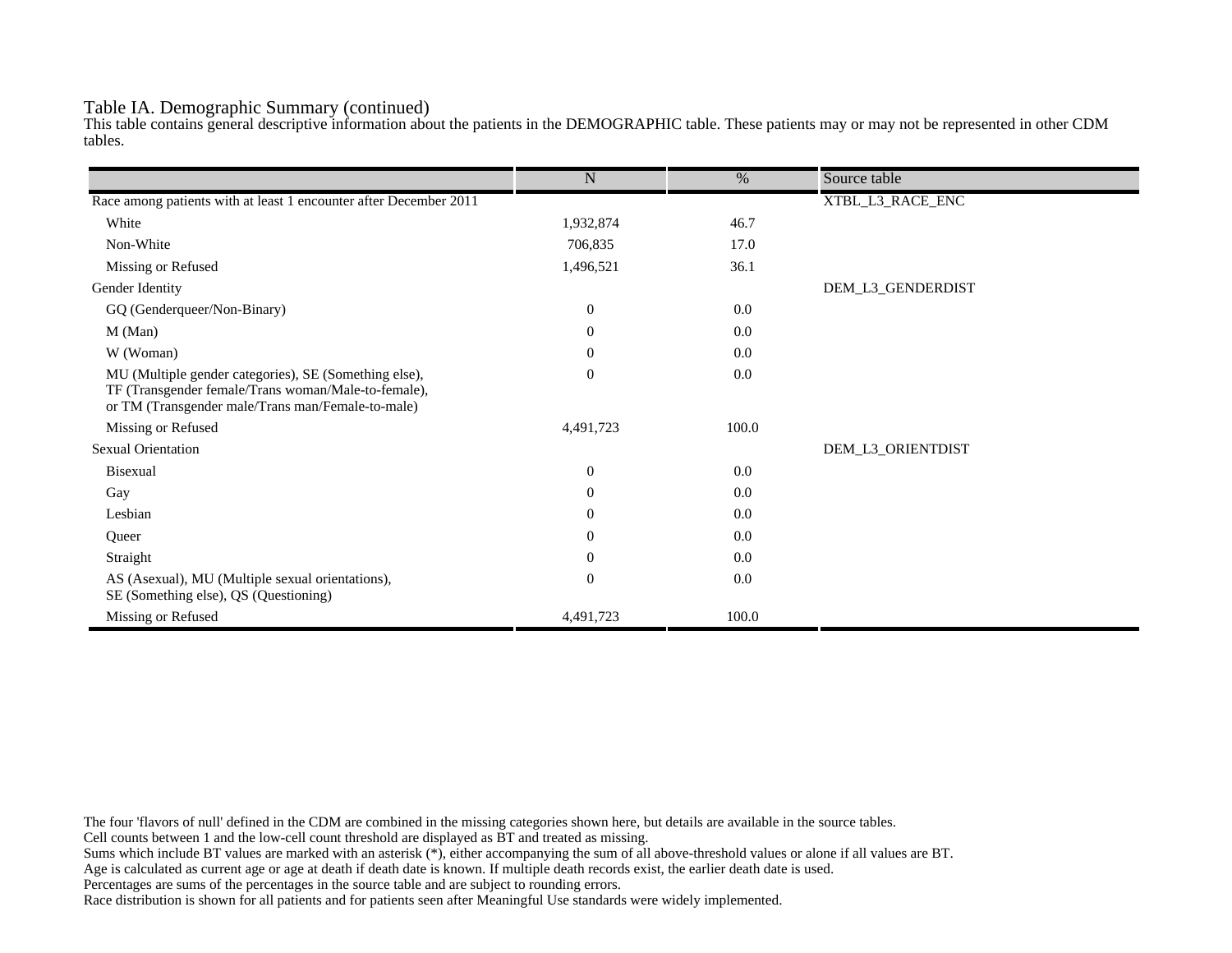Table IA. Demographic Summary (continued)

This table contains general descriptive information about the patients in the DEMOGRAPHIC table. These patients may or may not be represented in other CDM tables.

| | N | % | Source table |
|---|---|---|---|
| Race among patients with at least 1 encounter after December 2011 | | | XTBL_L3_RACE_ENC |
| White | 1,932,874 | 46.7 | |
| Non-White | 706,835 | 17.0 | |
| Missing or Refused | 1,496,521 | 36.1 | |
| Gender Identity | | | DEM_L3_GENDERDIST |
| GQ (Genderqueer/Non-Binary) | 0 | 0.0 | |
| M (Man) | 0 | 0.0 | |
| W (Woman) | 0 | 0.0 | |
| MU (Multiple gender categories), SE (Something else), TF (Transgender female/Trans woman/Male-to-female), or TM (Transgender male/Trans man/Female-to-male) | 0 | 0.0 | |
| Missing or Refused | 4,491,723 | 100.0 | |
| Sexual Orientation | | | DEM_L3_ORIENTDIST |
| Bisexual | 0 | 0.0 | |
| Gay | 0 | 0.0 | |
| Lesbian | 0 | 0.0 | |
| Queer | 0 | 0.0 | |
| Straight | 0 | 0.0 | |
| AS (Asexual), MU (Multiple sexual orientations), SE (Something else), QS (Questioning) | 0 | 0.0 | |
| Missing or Refused | 4,491,723 | 100.0 | |

The four 'flavors of null' defined in the CDM are combined in the missing categories shown here, but details are available in the source tables.
Cell counts between 1 and the low-cell count threshold are displayed as BT and treated as missing.
Sums which include BT values are marked with an asterisk (*), either accompanying the sum of all above-threshold values or alone if all values are BT.
Age is calculated as current age or age at death if death date is known. If multiple death records exist, the earlier death date is used.
Percentages are sums of the percentages in the source table and are subject to rounding errors.
Race distribution is shown for all patients and for patients seen after Meaningful Use standards were widely implemented.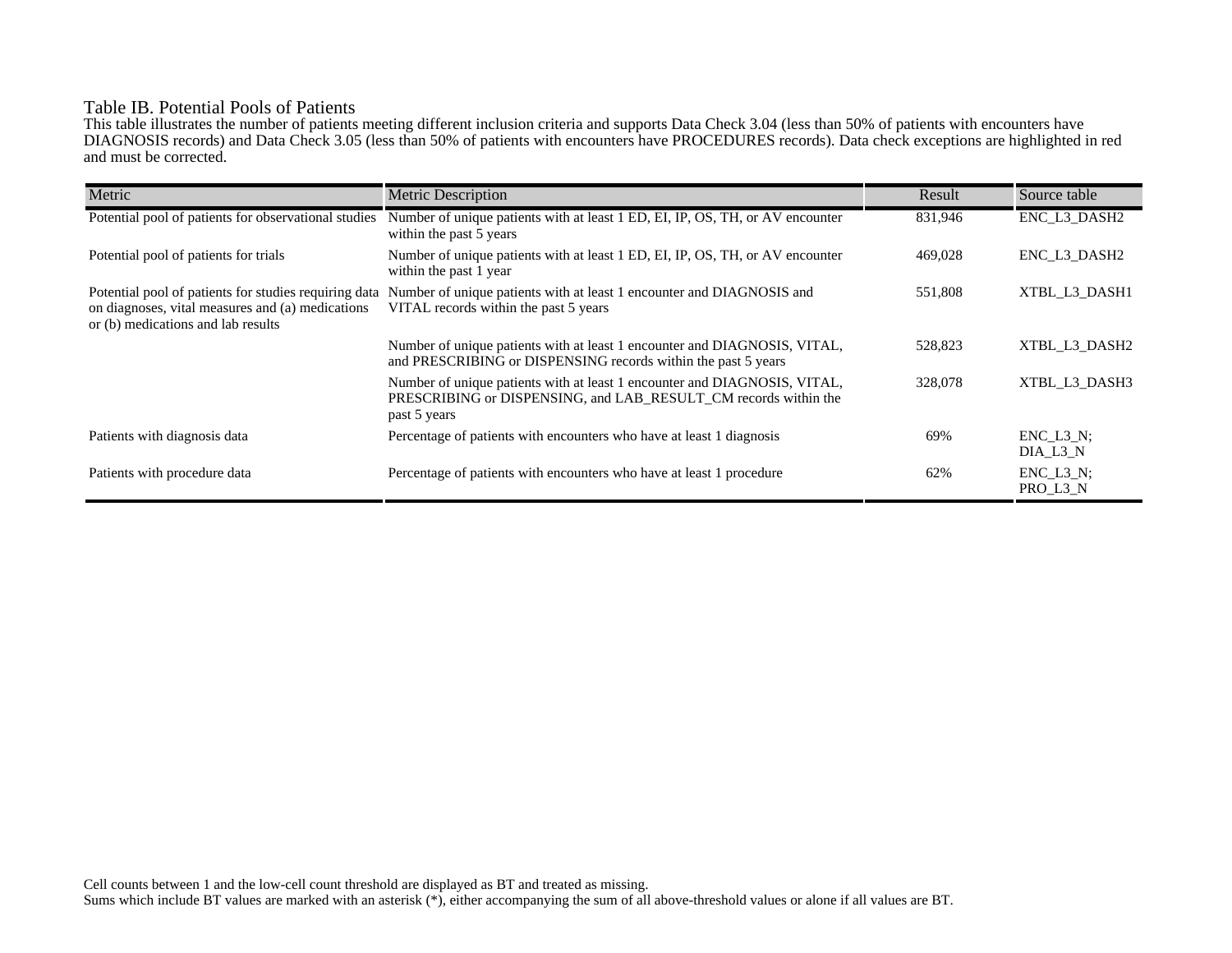## Table IB. Potential Pools of Patients

This table illustrates the number of patients meeting different inclusion criteria and supports Data Check 3.04 (less than 50% of patients with encounters have DIAGNOSIS records) and Data Check 3.05 (less than 50% of patients with encounters have PROCEDURES records). Data check exceptions are highlighted in red and must be corrected.

| Metric | Metric Description | Result | Source table |
|---|---|---|---|
| Potential pool of patients for observational studies | Number of unique patients with at least 1 ED, EI, IP, OS, TH, or AV encounter within the past 5 years | 831,946 | ENC_L3_DASH2 |
| Potential pool of patients for trials | Number of unique patients with at least 1 ED, EI, IP, OS, TH, or AV encounter within the past 1 year | 469,028 | ENC_L3_DASH2 |
| Potential pool of patients for studies requiring data on diagnoses, vital measures and (a) medications or (b) medications and lab results | Number of unique patients with at least 1 encounter and DIAGNOSIS and VITAL records within the past 5 years | 551,808 | XTBL_L3_DASH1 |
| | Number of unique patients with at least 1 encounter and DIAGNOSIS, VITAL, and PRESCRIBING or DISPENSING records within the past 5 years | 528,823 | XTBL_L3_DASH2 |
| | Number of unique patients with at least 1 encounter and DIAGNOSIS, VITAL, PRESCRIBING or DISPENSING, and LAB_RESULT_CM records within the past 5 years | 328,078 | XTBL_L3_DASH3 |
| Patients with diagnosis data | Percentage of patients with encounters who have at least 1 diagnosis | 69% | ENC_L3_N; DIA_L3_N |
| Patients with procedure data | Percentage of patients with encounters who have at least 1 procedure | 62% | ENC_L3_N; PRO_L3_N |

Cell counts between 1 and the low-cell count threshold are displayed as BT and treated as missing.
Sums which include BT values are marked with an asterisk (*), either accompanying the sum of all above-threshold values or alone if all values are BT.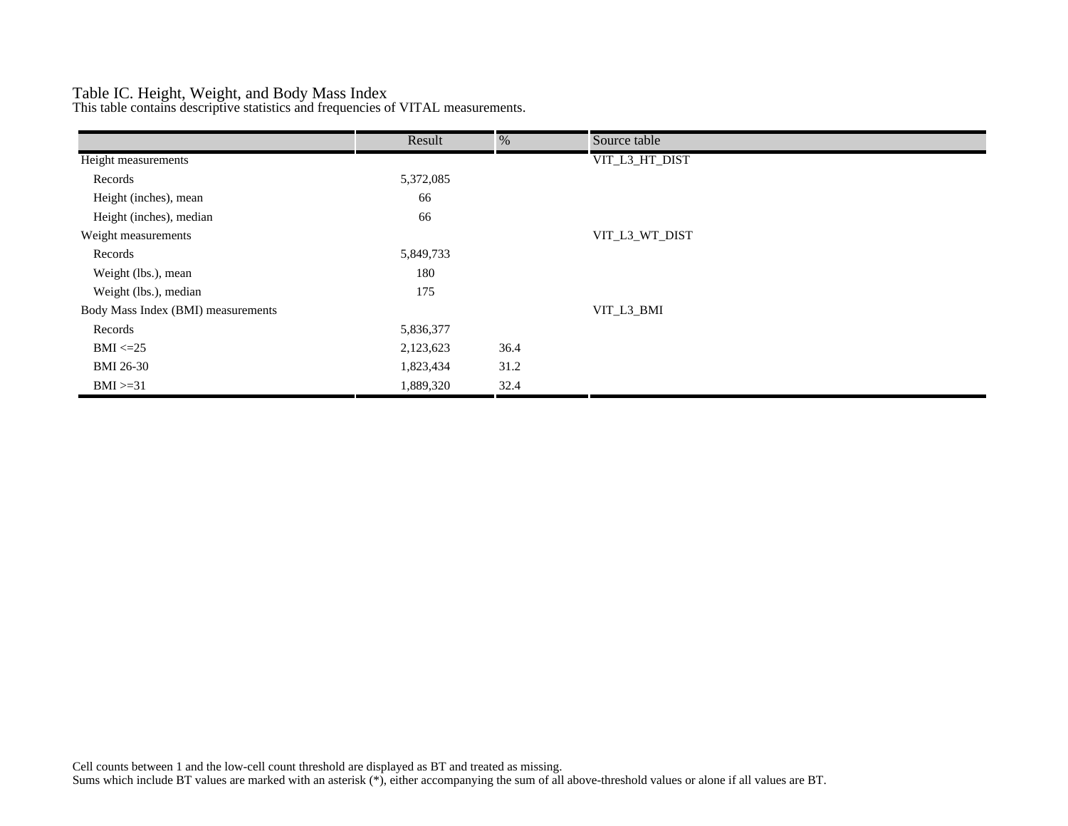# Table IC. Height, Weight, and Body Mass Index

This table contains descriptive statistics and frequencies of VITAL measurements.

| | Result | % | Source table |
|---|---|---|---|
| Height measurements | | | VIT_L3_HT_DIST |
| Records | 5,372,085 | | |
| Height (inches), mean | 66 | | |
| Height (inches), median | 66 | | |
| Weight measurements | | | VIT_L3_WT_DIST |
| Records | 5,849,733 | | |
| Weight (lbs.), mean | 180 | | |
| Weight (lbs.), median | 175 | | |
| Body Mass Index (BMI) measurements | | | VIT_L3_BMI |
| Records | 5,836,377 | | |
| BMI <=25 | 2,123,623 | 36.4 | |
| BMI 26-30 | 1,823,434 | 31.2 | |
| BMI >=31 | 1,889,320 | 32.4 | |

Cell counts between 1 and the low-cell count threshold are displayed as BT and treated as missing.
Sums which include BT values are marked with an asterisk (*), either accompanying the sum of all above-threshold values or alone if all values are BT.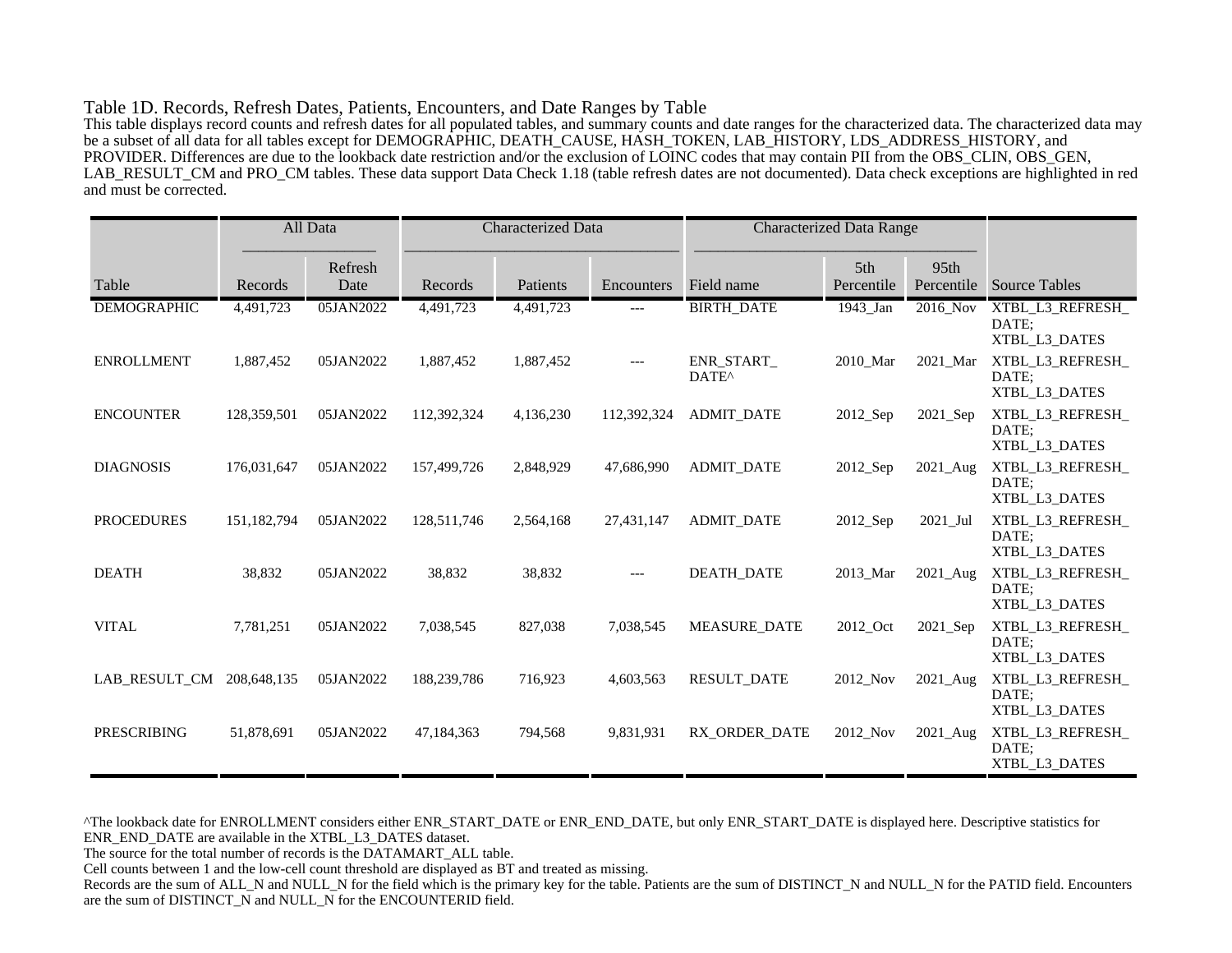## Table 1D. Records, Refresh Dates, Patients, Encounters, and Date Ranges by Table

This table displays record counts and refresh dates for all populated tables, and summary counts and date ranges for the characterized data. The characterized data may be a subset of all data for all tables except for DEMOGRAPHIC, DEATH_CAUSE, HASH_TOKEN, LAB_HISTORY, LDS_ADDRESS_HISTORY, and PROVIDER. Differences are due to the lookback date restriction and/or the exclusion of LOINC codes that may contain PII from the OBS_CLIN, OBS_GEN, LAB_RESULT_CM and PRO_CM tables. These data support Data Check 1.18 (table refresh dates are not documented). Data check exceptions are highlighted in red and must be corrected.

| | All Data | | Characterized Data | | | Characterized Data Range | | | |
|---|---|---|---|---|---|---|---|---|---|
| Table | Records | Refresh Date | Records | Patients | Encounters | Field name | 5th Percentile | 95th Percentile | Source Tables |
| DEMOGRAPHIC | 4,491,723 | 05JAN2022 | 4,491,723 | 4,491,723 | --- | BIRTH_DATE | 1943_Jan | 2016_Nov | XTBL_L3_REFRESH_DATE; XTBL_L3_DATES |
| ENROLLMENT | 1,887,452 | 05JAN2022 | 1,887,452 | 1,887,452 | --- | ENR_START_DATE^ | 2010_Mar | 2021_Mar | XTBL_L3_REFRESH_DATE; XTBL_L3_DATES |
| ENCOUNTER | 128,359,501 | 05JAN2022 | 112,392,324 | 4,136,230 | 112,392,324 | ADMIT_DATE | 2012_Sep | 2021_Sep | XTBL_L3_REFRESH_DATE; XTBL_L3_DATES |
| DIAGNOSIS | 176,031,647 | 05JAN2022 | 157,499,726 | 2,848,929 | 47,686,990 | ADMIT_DATE | 2012_Sep | 2021_Aug | XTBL_L3_REFRESH_DATE; XTBL_L3_DATES |
| PROCEDURES | 151,182,794 | 05JAN2022 | 128,511,746 | 2,564,168 | 27,431,147 | ADMIT_DATE | 2012_Sep | 2021_Jul | XTBL_L3_REFRESH_DATE; XTBL_L3_DATES |
| DEATH | 38,832 | 05JAN2022 | 38,832 | 38,832 | --- | DEATH_DATE | 2013_Mar | 2021_Aug | XTBL_L3_REFRESH_DATE; XTBL_L3_DATES |
| VITAL | 7,781,251 | 05JAN2022 | 7,038,545 | 827,038 | 7,038,545 | MEASURE_DATE | 2012_Oct | 2021_Sep | XTBL_L3_REFRESH_DATE; XTBL_L3_DATES |
| LAB_RESULT_CM | 208,648,135 | 05JAN2022 | 188,239,786 | 716,923 | 4,603,563 | RESULT_DATE | 2012_Nov | 2021_Aug | XTBL_L3_REFRESH_DATE; XTBL_L3_DATES |
| PRESCRIBING | 51,878,691 | 05JAN2022 | 47,184,363 | 794,568 | 9,831,931 | RX_ORDER_DATE | 2012_Nov | 2021_Aug | XTBL_L3_REFRESH_DATE; XTBL_L3_DATES |

^The lookback date for ENROLLMENT considers either ENR_START_DATE or ENR_END_DATE, but only ENR_START_DATE is displayed here. Descriptive statistics for ENR_END_DATE are available in the XTBL_L3_DATES dataset.

The source for the total number of records is the DATAMART_ALL table.

Cell counts between 1 and the low-cell count threshold are displayed as BT and treated as missing.

Records are the sum of ALL_N and NULL_N for the field which is the primary key for the table. Patients are the sum of DISTINCT_N and NULL_N for the PATID field. Encounters are the sum of DISTINCT_N and NULL_N for the ENCOUNTERID field.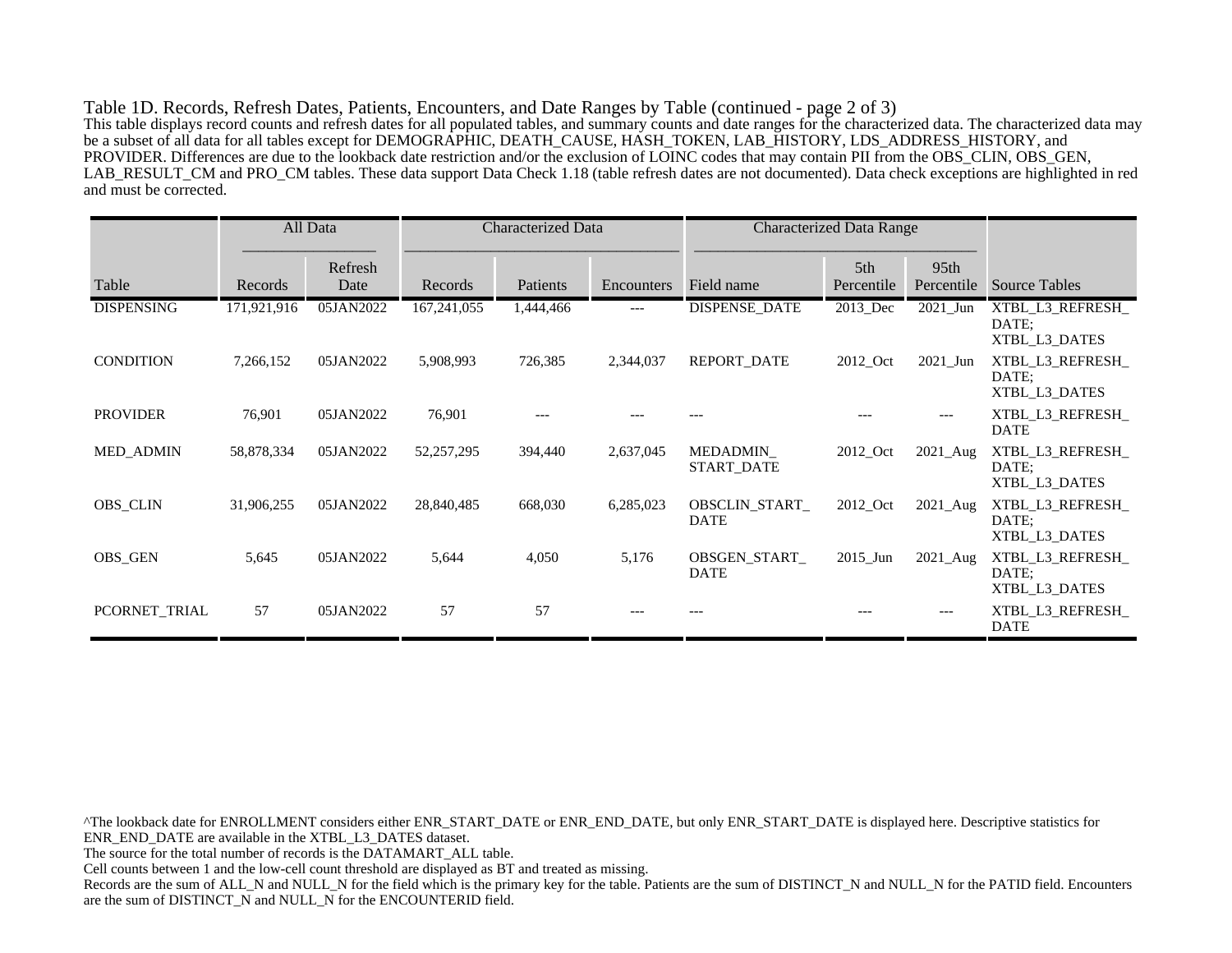Table 1D. Records, Refresh Dates, Patients, Encounters, and Date Ranges by Table (continued - page 2 of 3)

This table displays record counts and refresh dates for all populated tables, and summary counts and date ranges for the characterized data. The characterized data may be a subset of all data for all tables except for DEMOGRAPHIC, DEATH_CAUSE, HASH_TOKEN, LAB_HISTORY, LDS_ADDRESS_HISTORY, and PROVIDER. Differences are due to the lookback date restriction and/or the exclusion of LOINC codes that may contain PII from the OBS_CLIN, OBS_GEN, LAB_RESULT_CM and PRO_CM tables. These data support Data Check 1.18 (table refresh dates are not documented). Data check exceptions are highlighted in red and must be corrected.

| | All Data | | Characterized Data | | | Characterized Data Range | | | |
|---|---|---|---|---|---|---|---|---|---|
| Table | Records | Refresh Date | Records | Patients | Encounters | Field name | 5th Percentile | 95th Percentile | Source Tables |
| DISPENSING | 171,921,916 | 05JAN2022 | 167,241,055 | 1,444,466 | --- | DISPENSE_DATE | 2013_Dec | 2021_Jun | XTBL_L3_REFRESH_DATE; XTBL_L3_DATES |
| CONDITION | 7,266,152 | 05JAN2022 | 5,908,993 | 726,385 | 2,344,037 | REPORT_DATE | 2012_Oct | 2021_Jun | XTBL_L3_REFRESH_DATE; XTBL_L3_DATES |
| PROVIDER | 76,901 | 05JAN2022 | 76,901 | --- | --- | --- | --- | --- | XTBL_L3_REFRESH_DATE |
| MED_ADMIN | 58,878,334 | 05JAN2022 | 52,257,295 | 394,440 | 2,637,045 | MEDADMIN_START_DATE | 2012_Oct | 2021_Aug | XTBL_L3_REFRESH_DATE; XTBL_L3_DATES |
| OBS_CLIN | 31,906,255 | 05JAN2022 | 28,840,485 | 668,030 | 6,285,023 | OBSCLIN_START_DATE | 2012_Oct | 2021_Aug | XTBL_L3_REFRESH_DATE; XTBL_L3_DATES |
| OBS_GEN | 5,645 | 05JAN2022 | 5,644 | 4,050 | 5,176 | OBSGEN_START_DATE | 2015_Jun | 2021_Aug | XTBL_L3_REFRESH_DATE; XTBL_L3_DATES |
| PCORNET_TRIAL | 57 | 05JAN2022 | 57 | 57 | --- | --- | --- | --- | XTBL_L3_REFRESH_DATE |

^The lookback date for ENROLLMENT considers either ENR_START_DATE or ENR_END_DATE, but only ENR_START_DATE is displayed here. Descriptive statistics for ENR_END_DATE are available in the XTBL_L3_DATES dataset.

The source for the total number of records is the DATAMART_ALL table.

Cell counts between 1 and the low-cell count threshold are displayed as BT and treated as missing.

Records are the sum of ALL_N and NULL_N for the field which is the primary key for the table. Patients are the sum of DISTINCT_N and NULL_N for the PATID field. Encounters are the sum of DISTINCT_N and NULL_N for the ENCOUNTERID field.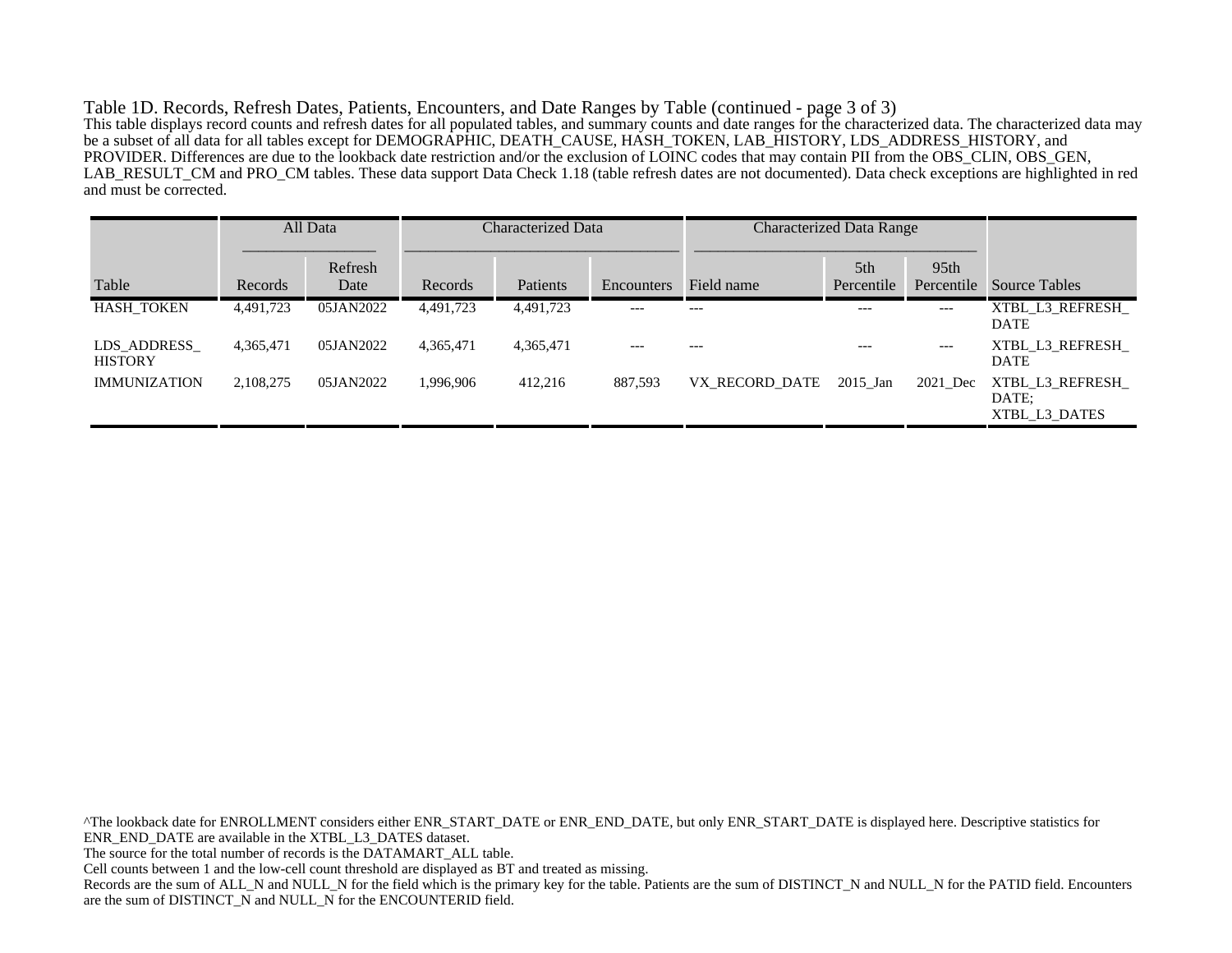Table 1D. Records, Refresh Dates, Patients, Encounters, and Date Ranges by Table (continued - page 3 of 3)

This table displays record counts and refresh dates for all populated tables, and summary counts and date ranges for the characterized data. The characterized data may be a subset of all data for all tables except for DEMOGRAPHIC, DEATH_CAUSE, HASH_TOKEN, LAB_HISTORY, LDS_ADDRESS_HISTORY, and PROVIDER. Differences are due to the lookback date restriction and/or the exclusion of LOINC codes that may contain PII from the OBS_CLIN, OBS_GEN, LAB_RESULT_CM and PRO_CM tables. These data support Data Check 1.18 (table refresh dates are not documented). Data check exceptions are highlighted in red and must be corrected.

| | All Data | | Characterized Data | | | Characterized Data Range | | | |
|---|---|---|---|---|---|---|---|---|---|
| Table | Records | Refresh Date | Records | Patients | Encounters | Field name | 5th Percentile | 95th Percentile | Source Tables |
| HASH_TOKEN | 4,491,723 | 05JAN2022 | 4,491,723 | 4,491,723 | --- | --- | --- | --- | XTBL_L3_REFRESH_DATE |
| LDS_ADDRESS_HISTORY | 4,365,471 | 05JAN2022 | 4,365,471 | 4,365,471 | --- | --- | --- | --- | XTBL_L3_REFRESH_DATE |
| IMMUNIZATION | 2,108,275 | 05JAN2022 | 1,996,906 | 412,216 | 887,593 | VX_RECORD_DATE | 2015_Jan | 2021_Dec | XTBL_L3_REFRESH_DATE; XTBL_L3_DATES |

^The lookback date for ENROLLMENT considers either ENR_START_DATE or ENR_END_DATE, but only ENR_START_DATE is displayed here. Descriptive statistics for ENR_END_DATE are available in the XTBL_L3_DATES dataset.

The source for the total number of records is the DATAMART_ALL table.

Cell counts between 1 and the low-cell count threshold are displayed as BT and treated as missing.

Records are the sum of ALL_N and NULL_N for the field which is the primary key for the table. Patients are the sum of DISTINCT_N and NULL_N for the PATID field. Encounters are the sum of DISTINCT_N and NULL_N for the ENCOUNTERID field.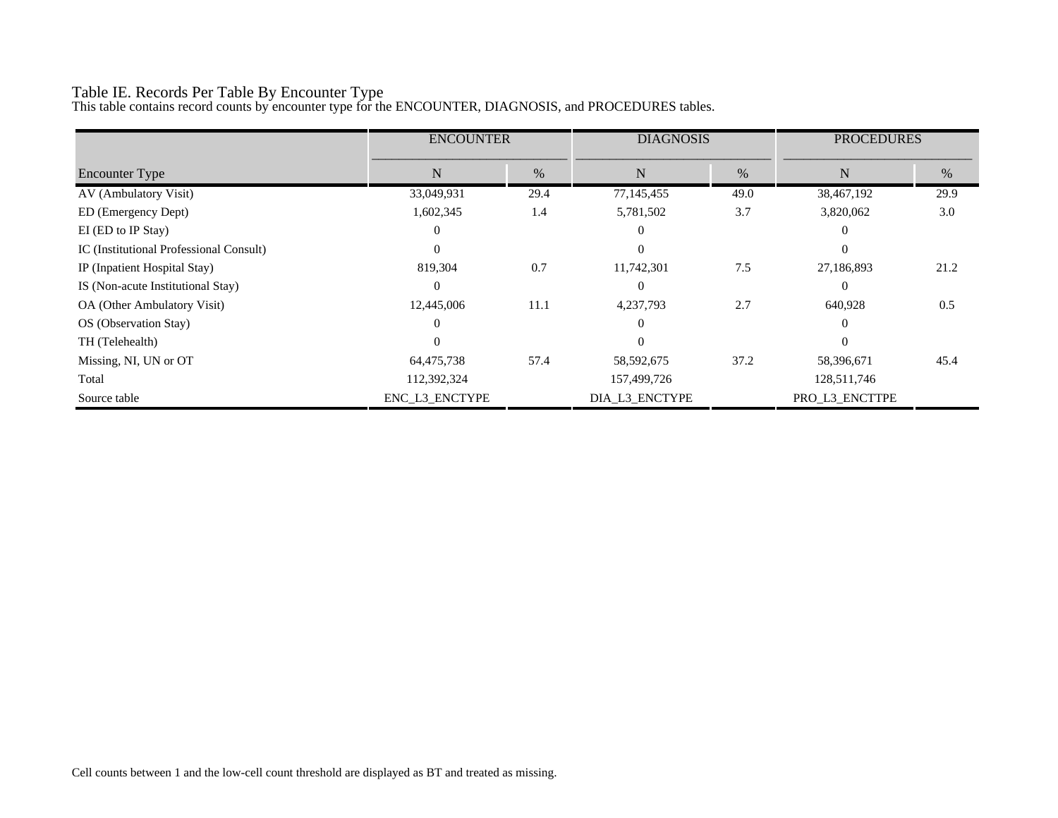# Table IE. Records Per Table By Encounter Type

This table contains record counts by encounter type for the ENCOUNTER, DIAGNOSIS, and PROCEDURES tables.

| | ENCOUNTER | | DIAGNOSIS | | PROCEDURES | |
|---|---|---|---|---|---|---|
| Encounter Type | N | % | N | % | N | % |
| AV (Ambulatory Visit) | 33,049,931 | 29.4 | 77,145,455 | 49.0 | 38,467,192 | 29.9 |
| ED (Emergency Dept) | 1,602,345 | 1.4 | 5,781,502 | 3.7 | 3,820,062 | 3.0 |
| EI (ED to IP Stay) | 0 | | 0 | | 0 | |
| IC (Institutional Professional Consult) | 0 | | 0 | | 0 | |
| IP (Inpatient Hospital Stay) | 819,304 | 0.7 | 11,742,301 | 7.5 | 27,186,893 | 21.2 |
| IS (Non-acute Institutional Stay) | 0 | | 0 | | 0 | |
| OA (Other Ambulatory Visit) | 12,445,006 | 11.1 | 4,237,793 | 2.7 | 640,928 | 0.5 |
| OS (Observation Stay) | 0 | | 0 | | 0 | |
| TH (Telehealth) | 0 | | 0 | | 0 | |
| Missing, NI, UN or OT | 64,475,738 | 57.4 | 58,592,675 | 37.2 | 58,396,671 | 45.4 |
| Total | 112,392,324 | | 157,499,726 | | 128,511,746 | |
| Source table | ENC_L3_ENCTYPE | | DIA_L3_ENCTYPE | | PRO_L3_ENCTTPE | |

Cell counts between 1 and the low-cell count threshold are displayed as BT and treated as missing.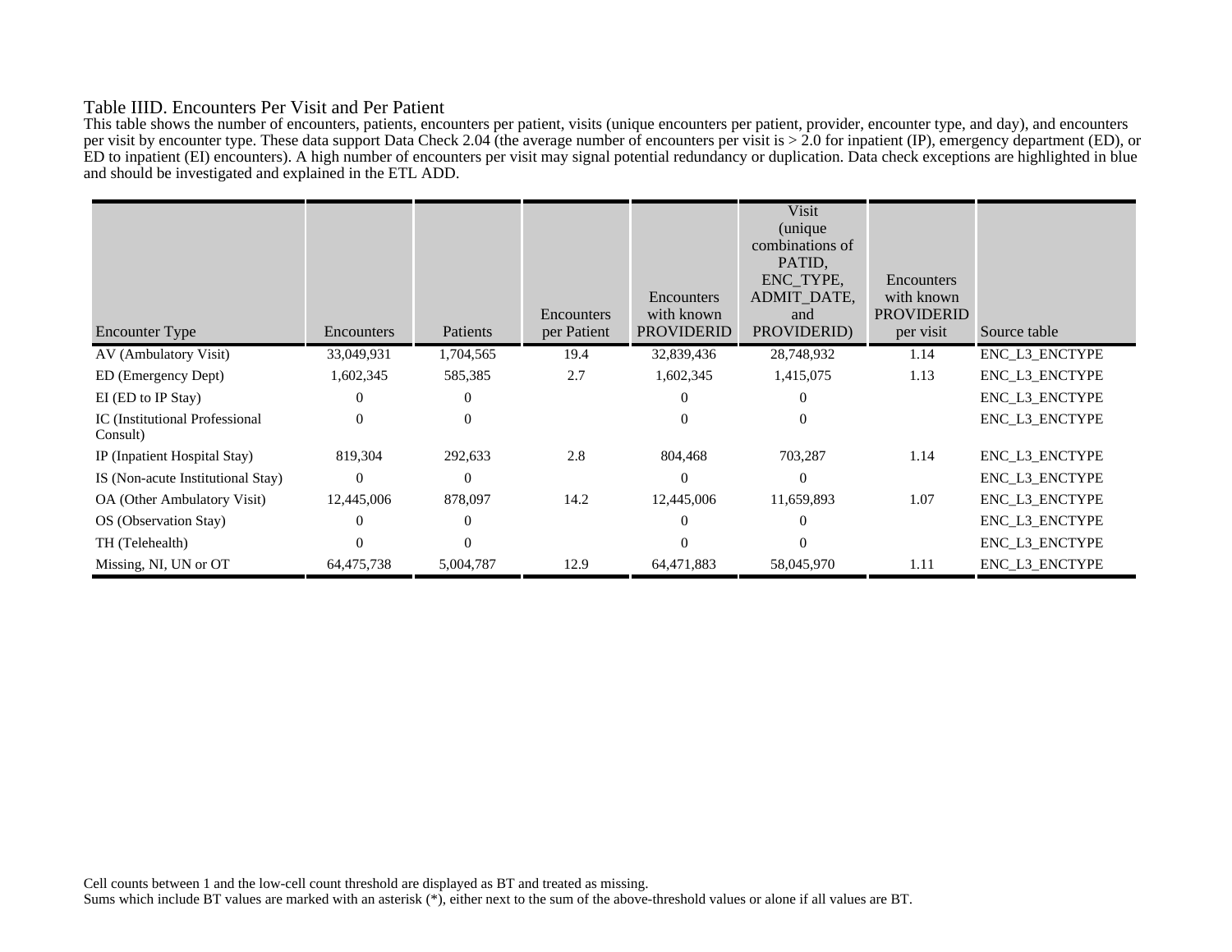## Table IIID. Encounters Per Visit and Per Patient

This table shows the number of encounters, patients, encounters per patient, visits (unique encounters per patient, provider, encounter type, and day), and encounters per visit by encounter type. These data support Data Check 2.04 (the average number of encounters per visit is > 2.0 for inpatient (IP), emergency department (ED), or ED to inpatient (EI) encounters). A high number of encounters per visit may signal potential redundancy or duplication. Data check exceptions are highlighted in blue and should be investigated and explained in the ETL ADD.

| Encounter Type | Encounters | Patients | Encounters per Patient | Encounters with known PROVIDERID | Visit (unique combinations of PATID, ENC_TYPE, ADMIT_DATE, and PROVIDERID) | Encounters with known PROVIDERID per visit | Source table |
|---|---|---|---|---|---|---|---|
| AV (Ambulatory Visit) | 33,049,931 | 1,704,565 | 19.4 | 32,839,436 | 28,748,932 | 1.14 | ENC_L3_ENCTYPE |
| ED (Emergency Dept) | 1,602,345 | 585,385 | 2.7 | 1,602,345 | 1,415,075 | 1.13 | ENC_L3_ENCTYPE |
| EI (ED to IP Stay) | 0 | 0 | | 0 | 0 | | ENC_L3_ENCTYPE |
| IC (Institutional Professional Consult) | 0 | 0 | | 0 | 0 | | ENC_L3_ENCTYPE |
| IP (Inpatient Hospital Stay) | 819,304 | 292,633 | 2.8 | 804,468 | 703,287 | 1.14 | ENC_L3_ENCTYPE |
| IS (Non-acute Institutional Stay) | 0 | 0 | | 0 | 0 | | ENC_L3_ENCTYPE |
| OA (Other Ambulatory Visit) | 12,445,006 | 878,097 | 14.2 | 12,445,006 | 11,659,893 | 1.07 | ENC_L3_ENCTYPE |
| OS (Observation Stay) | 0 | 0 | | 0 | 0 | | ENC_L3_ENCTYPE |
| TH (Telehealth) | 0 | 0 | | 0 | 0 | | ENC_L3_ENCTYPE |
| Missing, NI, UN or OT | 64,475,738 | 5,004,787 | 12.9 | 64,471,883 | 58,045,970 | 1.11 | ENC_L3_ENCTYPE |

Cell counts between 1 and the low-cell count threshold are displayed as BT and treated as missing.
Sums which include BT values are marked with an asterisk (*), either next to the sum of the above-threshold values or alone if all values are BT.